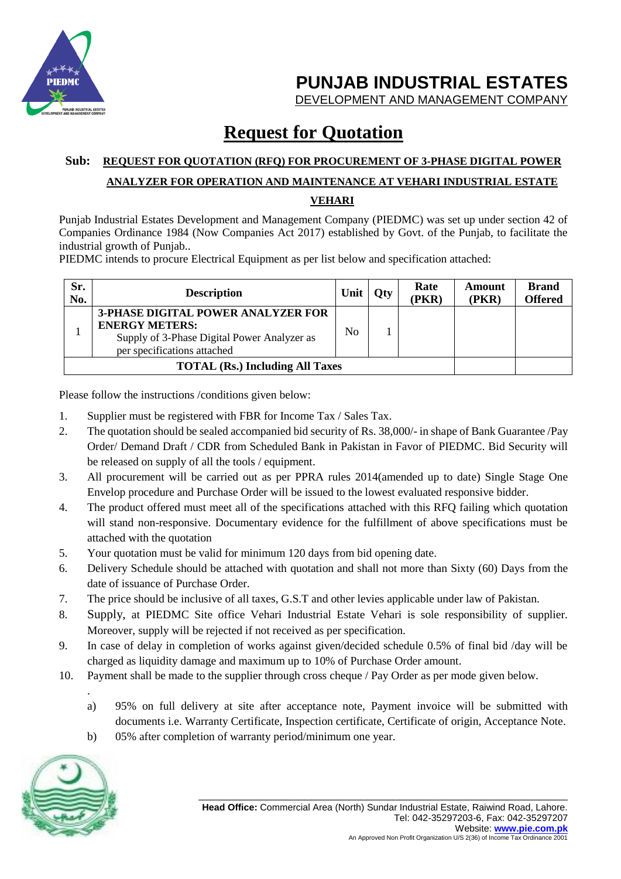# PUNJAB INDUSTRIAL ESTATES

DEVELOPMENT AND MANAGEMENT COMPANY

# Request for Quotation

**Sub: REQUEST FOR QUOTATION (RFQ) FOR PROCUREMENT OF 3-PHASE DIGITAL POWER ANALYZER FOR OPERATION AND MAINTENANCE AT VEHARI INDUSTRIAL ESTATE VEHARI**

Punjab Industrial Estates Development and Management Company (PIEDMC) was set up under section 42 of Companies Ordinance 1984 (Now Companies Act 2017) established by Govt. of the Punjab, to facilitate the industrial growth of Punjab..

PIEDMC intends to procure Electrical Equipment as per list below and specification attached:

| Sr. No. | Description | Unit | Qty | Rate (PKR) | Amount (PKR) | Brand Offered |
|---|---|---|---|---|---|---|
| 1 | **3-PHASE DIGITAL POWER ANALYZER FOR ENERGY METERS:** Supply of 3-Phase Digital Power Analyzer as per specifications attached | No | 1 | | | |
| **TOTAL (Rs.) Including All Taxes** | | | | | | |

Please follow the instructions /conditions given below:

1. Supplier must be registered with FBR for Income Tax / Sales Tax.
2. The quotation should be sealed accompanied bid security of Rs. 38,000/- in shape of Bank Guarantee /Pay Order/ Demand Draft / CDR from Scheduled Bank in Pakistan in Favor of PIEDMC. Bid Security will be released on supply of all the tools / equipment.
3. All procurement will be carried out as per PPRA rules 2014(amended up to date) Single Stage One Envelop procedure and Purchase Order will be issued to the lowest evaluated responsive bidder.
4. The product offered must meet all of the specifications attached with this RFQ failing which quotation will stand non-responsive. Documentary evidence for the fulfillment of above specifications must be attached with the quotation
5. Your quotation must be valid for minimum 120 days from bid opening date.
6. Delivery Schedule should be attached with quotation and shall not more than Sixty (60) Days from the date of issuance of Purchase Order.
7. The price should be inclusive of all taxes, G.S.T and other levies applicable under law of Pakistan.
8. Supply, at PIEDMC Site office Vehari Industrial Estate Vehari is sole responsibility of supplier. Moreover, supply will be rejected if not received as per specification.
9. In case of delay in completion of works against given/decided schedule 0.5% of final bid /day will be charged as liquidity damage and maximum up to 10% of Purchase Order amount.
10. Payment shall be made to the supplier through cross cheque / Pay Order as per mode given below.
    a) 95% on full delivery at site after acceptance note, Payment invoice will be submitted with documents i.e. Warranty Certificate, Inspection certificate, Certificate of origin, Acceptance Note.
    b) 05% after completion of warranty period/minimum one year.

**Head Office:** Commercial Area (North) Sundar Industrial Estate, Raiwind Road, Lahore.
Tel: 042-35297203-6, Fax: 042-35297207
Website: **www.pie.com.pk**
An Approved Non Profit Organization U/S 2(36) of Income Tax Ordinance 2001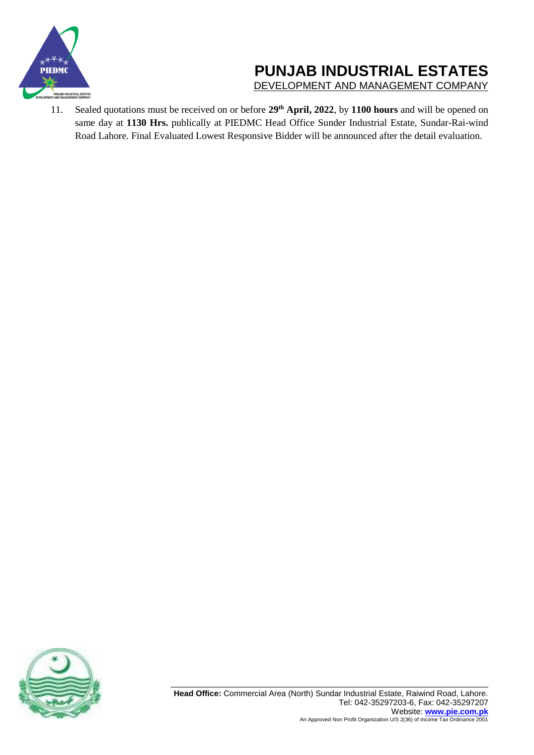11. Sealed quotations must be received on or before **29th April, 2022**, by **1100 hours** and will be opened on same day at **1130 Hrs.** publically at PIEDMC Head Office Sunder Industrial Estate, Sundar-Rai-wind Road Lahore. Final Evaluated Lowest Responsive Bidder will be announced after the detail evaluation.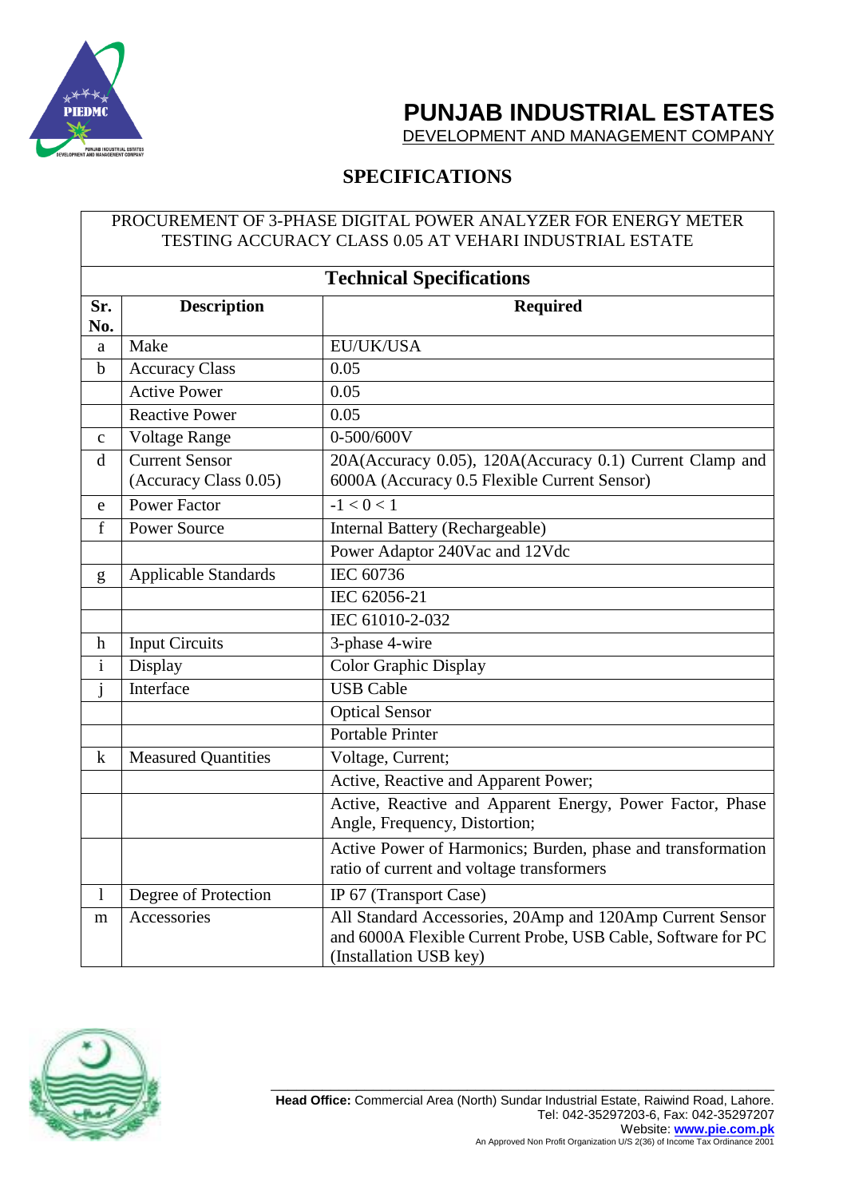# PUNJAB INDUSTRIAL ESTATES

DEVELOPMENT AND MANAGEMENT COMPANY

## SPECIFICATIONS

PROCUREMENT OF 3-PHASE DIGITAL POWER ANALYZER FOR ENERGY METER TESTING ACCURACY CLASS 0.05 AT VEHARI INDUSTRIAL ESTATE

### Technical Specifications

| Sr. No. | Description | Required |
|---|---|---|
| a | Make | EU/UK/USA |
| b | Accuracy Class | 0.05 |
| | Active Power | 0.05 |
| | Reactive Power | 0.05 |
| c | Voltage Range | 0-500/600V |
| d | Current Sensor (Accuracy Class 0.05) | 20A(Accuracy 0.05), 120A(Accuracy 0.1) Current Clamp and 6000A (Accuracy 0.5 Flexible Current Sensor) |
| e | Power Factor | $-1 < 0 < 1$ |
| f | Power Source | Internal Battery (Rechargeable) |
| | | Power Adaptor 240Vac and 12Vdc |
| g | Applicable Standards | IEC 60736 |
| | | IEC 62056-21 |
| | | IEC 61010-2-032 |
| h | Input Circuits | 3-phase 4-wire |
| i | Display | Color Graphic Display |
| j | Interface | USB Cable |
| | | Optical Sensor |
| | | Portable Printer |
| k | Measured Quantities | Voltage, Current; |
| | | Active, Reactive and Apparent Power; |
| | | Active, Reactive and Apparent Energy, Power Factor, Phase Angle, Frequency, Distortion; |
| | | Active Power of Harmonics; Burden, phase and transformation ratio of current and voltage transformers |
| l | Degree of Protection | IP 67 (Transport Case) |
| m | Accessories | All Standard Accessories, 20Amp and 120Amp Current Sensor and 6000A Flexible Current Probe, USB Cable, Software for PC (Installation USB key) |

**Head Office:** Commercial Area (North) Sundar Industrial Estate, Raiwind Road, Lahore.
Tel: 042-35297203-6, Fax: 042-35297207
Website: **www.pie.com.pk**
An Approved Non Profit Organization U/S 2(36) of Income Tax Ordinance 2001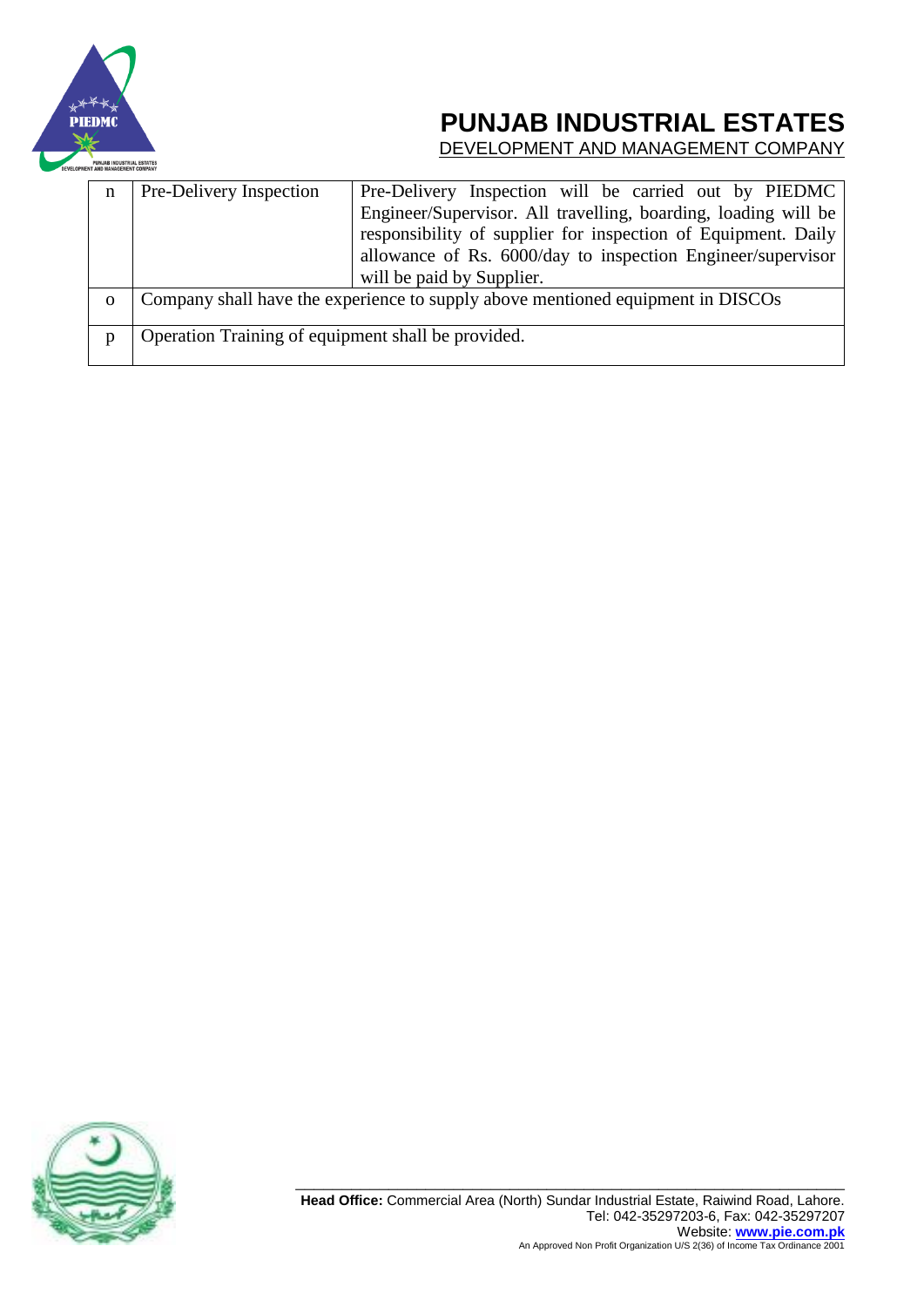| | | |
|---|---|---|
| n | Pre-Delivery Inspection | Pre-Delivery Inspection will be carried out by PIEDMC Engineer/Supervisor. All travelling, boarding, loading will be responsibility of supplier for inspection of Equipment. Daily allowance of Rs. 6000/day to inspection Engineer/supervisor will be paid by Supplier. |
| o | Company shall have the experience to supply above mentioned equipment in DISCOs | |
| p | Operation Training of equipment shall be provided. | |